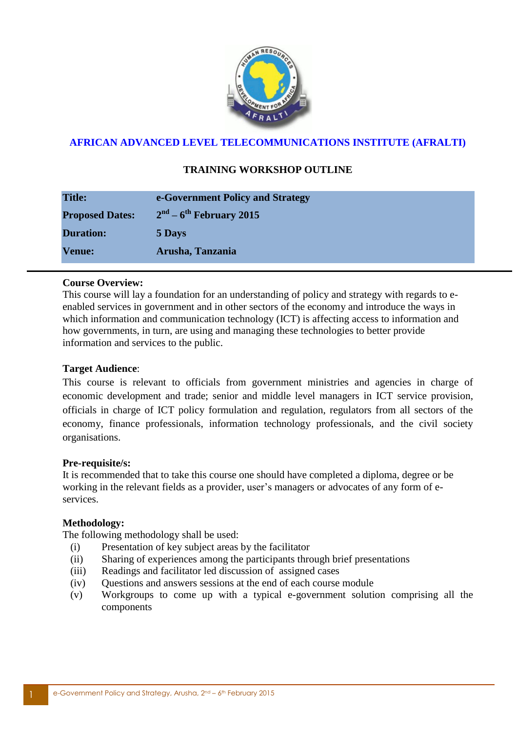## AFRICAN ADVANCED LEVEL TELECOMMUNICATIONS INSTITUTE (AFRALTI)

### TRAINING WORKSHOP OUTLINE

| | |
|---|---|
| **Title:** | **e-Government Policy and Strategy** |
| **Proposed Dates:** | **2nd – 6th February 2015** |
| **Duration:** | **5 Days** |
| **Venue:** | **Arusha, Tanzania** |

**Course Overview:**
This course will lay a foundation for an understanding of policy and strategy with regards to e-enabled services in government and in other sectors of the economy and introduce the ways in which information and communication technology (ICT) is affecting access to information and how governments, in turn, are using and managing these technologies to better provide information and services to the public.

**Target Audience**:
This course is relevant to officials from government ministries and agencies in charge of economic development and trade; senior and middle level managers in ICT service provision, officials in charge of ICT policy formulation and regulation, regulators from all sectors of the economy, finance professionals, information technology professionals, and the civil society organisations.

**Pre-requisite/s:**
It is recommended that to take this course one should have completed a diploma, degree or be working in the relevant fields as a provider, user's managers or advocates of any form of e-services.

**Methodology:**
The following methodology shall be used:
- (i) Presentation of key subject areas by the facilitator
- (ii) Sharing of experiences among the participants through brief presentations
- (iii) Readings and facilitator led discussion of assigned cases
- (iv) Questions and answers sessions at the end of each course module
- (v) Workgroups to come up with a typical e-government solution comprising all the components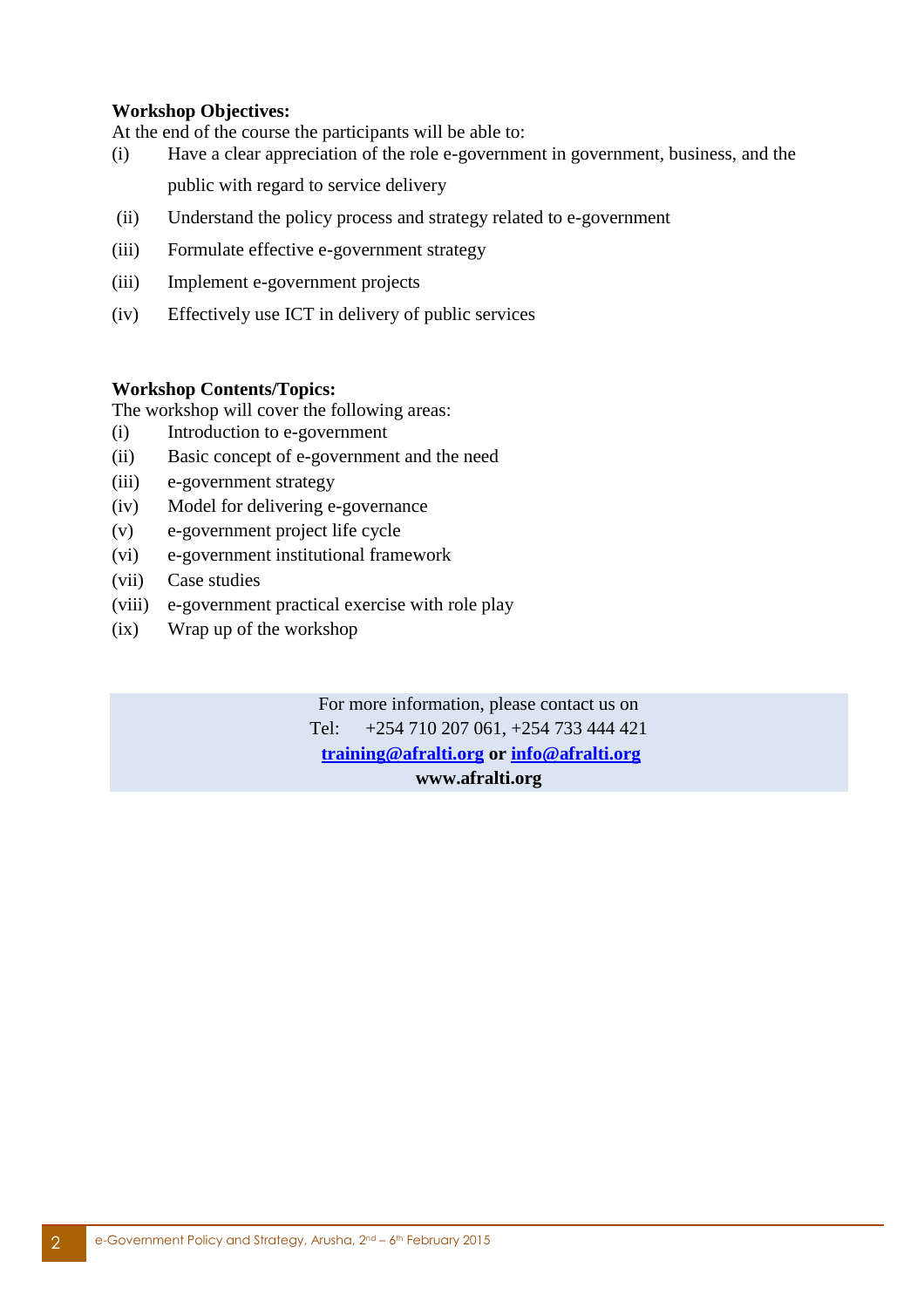**Workshop Objectives:**

At the end of the course the participants will be able to:

(i) Have a clear appreciation of the role e-government in government, business, and the public with regard to service delivery

(ii) Understand the policy process and strategy related to e-government

(iii) Formulate effective e-government strategy

(iii) Implement e-government projects

(iv) Effectively use ICT in delivery of public services

**Workshop Contents/Topics:**

The workshop will cover the following areas:

(i) Introduction to e-government
(ii) Basic concept of e-government and the need
(iii) e-government strategy
(iv) Model for delivering e-governance
(v) e-government project life cycle
(vi) e-government institutional framework
(vii) Case studies
(viii) e-government practical exercise with role play
(ix) Wrap up of the workshop

For more information, please contact us on
Tel: +254 710 207 061, +254 733 444 421
**training@afralti.org or info@afralti.org**
**www.afralti.org**